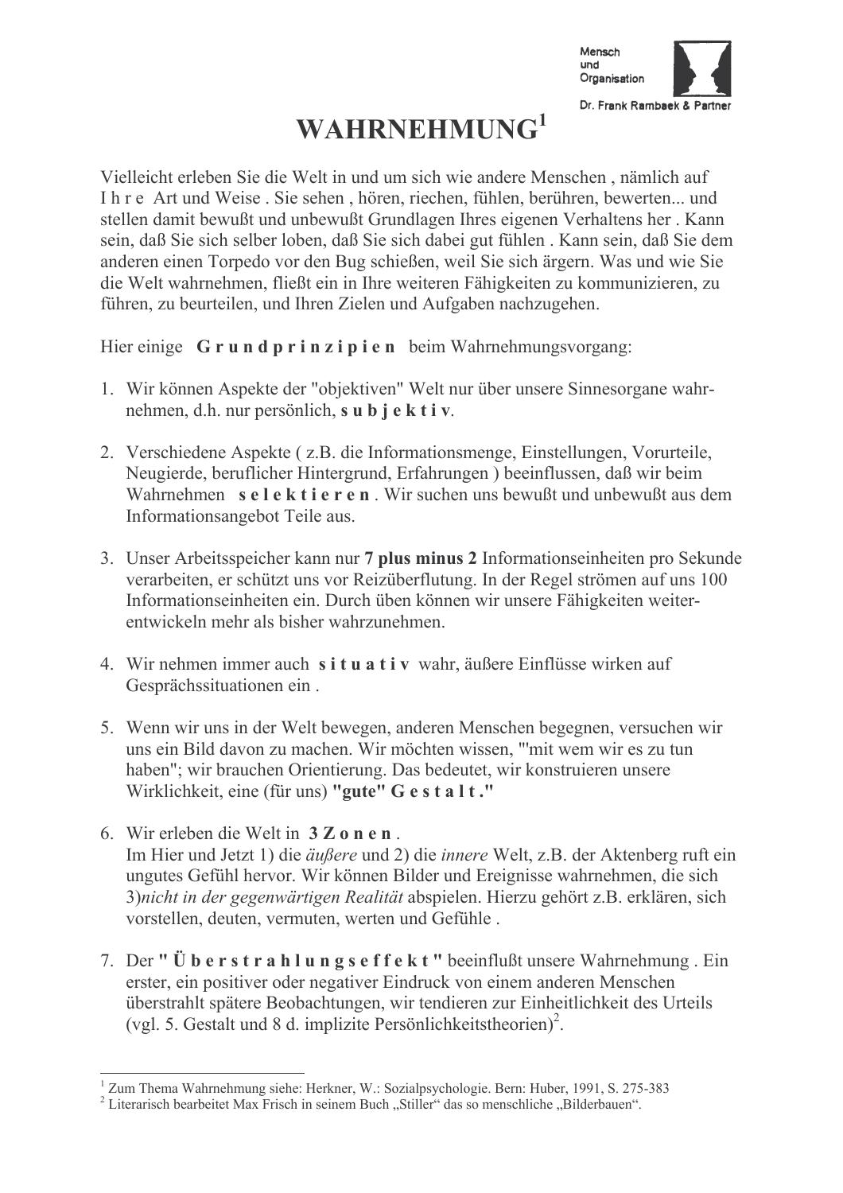Mensch
und
Organisation

Dr. Frank Rambaek & Partner

# WAHRNEHMUNG[1]

Vielleicht erleben Sie die Welt in und um sich wie andere Menschen , nämlich auf I h r e Art und Weise . Sie sehen , hören, riechen, fühlen, berühren, bewerten... und stellen damit bewußt und unbewußt Grundlagen Ihres eigenen Verhaltens her . Kann sein, daß Sie sich selber loben, daß Sie sich dabei gut fühlen . Kann sein, daß Sie dem anderen einen Torpedo vor den Bug schießen, weil Sie sich ärgern. Was und wie Sie die Welt wahrnehmen, fließt ein in Ihre weiteren Fähigkeiten zu kommunizieren, zu führen, zu beurteilen, und Ihren Zielen und Aufgaben nachzugehen.

Hier einige **G r u n d p r i n z i p i e n** beim Wahrnehmungsvorgang:

1. Wir können Aspekte der "objektiven" Welt nur über unsere Sinnesorgane wahrnehmen, d.h. nur persönlich, **s u b j e k t i v**.

2. Verschiedene Aspekte ( z.B. die Informationsmenge, Einstellungen, Vorurteile, Neugierde, beruflicher Hintergrund, Erfahrungen ) beeinflussen, daß wir beim Wahrnehmen **s e l e k t i e r e n** . Wir suchen uns bewußt und unbewußt aus dem Informationsangebot Teile aus.

3. Unser Arbeitsspeicher kann nur **7 plus minus 2** Informationseinheiten pro Sekunde verarbeiten, er schützt uns vor Reizüberflutung. In der Regel strömen auf uns 100 Informationseinheiten ein. Durch üben können wir unsere Fähigkeiten weiterentwickeln mehr als bisher wahrzunehmen.

4. Wir nehmen immer auch **s i t u a t i v** wahr, äußere Einflüsse wirken auf Gesprächssituationen ein .

5. Wenn wir uns in der Welt bewegen, anderen Menschen begegnen, versuchen wir uns ein Bild davon zu machen. Wir möchten wissen, "'mit wem wir es zu tun haben"; wir brauchen Orientierung. Das bedeutet, wir konstruieren unsere Wirklichkeit, eine (für uns) **"gute" G e s t a l t ."**

6. Wir erleben die Welt in **3 Z o n e n** .
   Im Hier und Jetzt 1) die *äußere* und 2) die *innere* Welt, z.B. der Aktenberg ruft ein ungutes Gefühl hervor. Wir können Bilder und Ereignisse wahrnehmen, die sich 3)*nicht in der gegenwärtigen Realität* abspielen. Hierzu gehört z.B. erklären, sich vorstellen, deuten, vermuten, werten und Gefühle .

7. Der **" Ü b e r s t r a h l u n g s e f f e k t "** beeinflußt unsere Wahrnehmung . Ein erster, ein positiver oder negativer Eindruck von einem anderen Menschen überstrahlt spätere Beobachtungen, wir tendieren zur Einheitlichkeit des Urteils (vgl. 5. Gestalt und 8 d. implizite Persönlichkeitstheorien)[2].

---

[1] Zum Thema Wahrnehmung siehe: Herkner, W.: Sozialpsychologie. Bern: Huber, 1991, S. 275-383

[2] Literarisch bearbeitet Max Frisch in seinem Buch „Stiller" das so menschliche „Bilderbauen".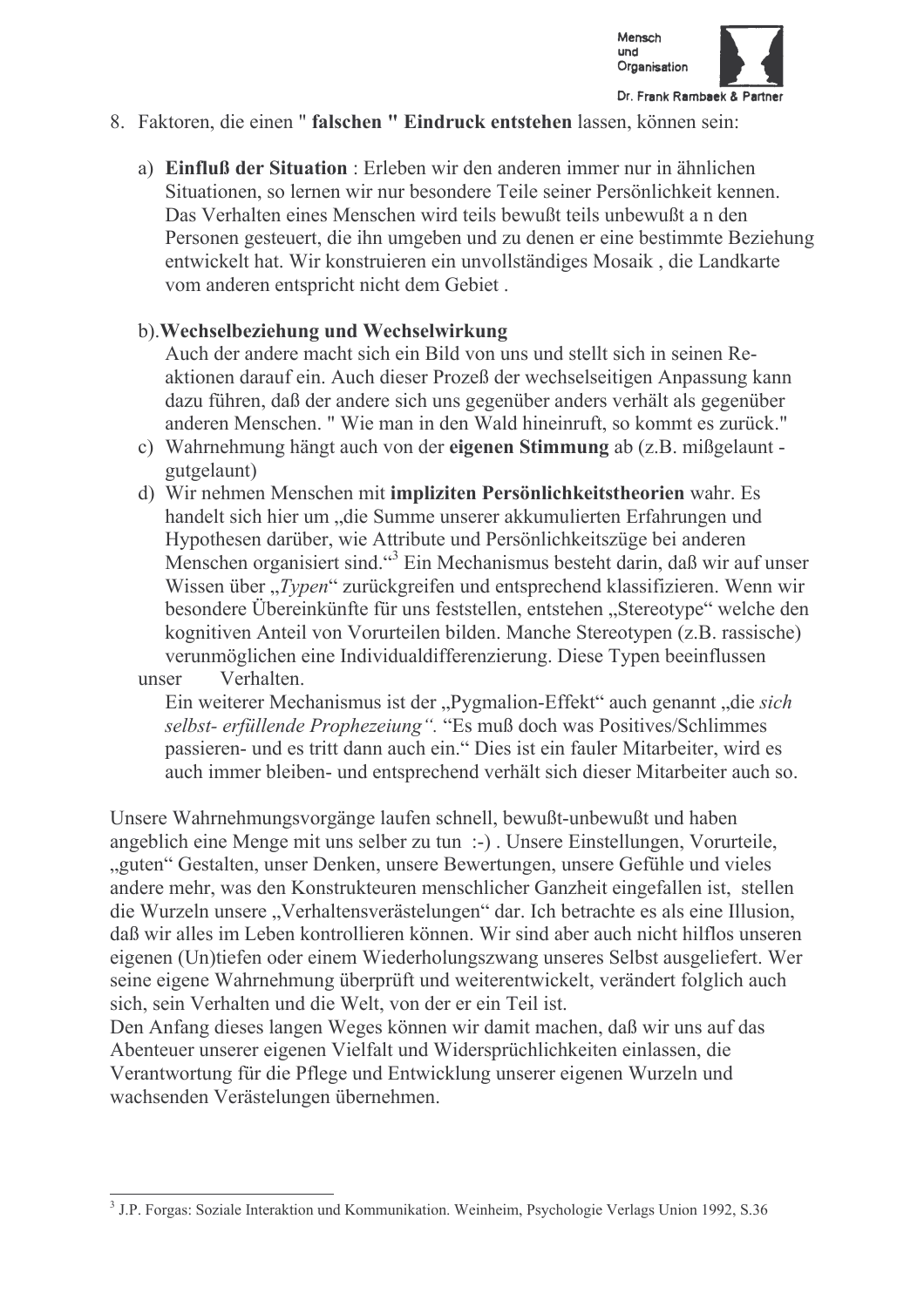8. Faktoren, die einen " **falschen " Eindruck entstehen** lassen, können sein:

   a) **Einfluß der Situation** : Erleben wir den anderen immer nur in ähnlichen Situationen, so lernen wir nur besondere Teile seiner Persönlichkeit kennen. Das Verhalten eines Menschen wird teils bewußt teils unbewußt a n den Personen gesteuert, die ihn umgeben und zu denen er eine bestimmte Beziehung entwickelt hat. Wir konstruieren ein unvollständiges Mosaik , die Landkarte vom anderen entspricht nicht dem Gebiet .

   b). **Wechselbeziehung und Wechselwirkung**
   Auch der andere macht sich ein Bild von uns und stellt sich in seinen Reaktionen darauf ein. Auch dieser Prozeß der wechselseitigen Anpassung kann dazu führen, daß der andere sich uns gegenüber anders verhält als gegenüber anderen Menschen. " Wie man in den Wald hineinruft, so kommt es zurück."

   c) Wahrnehmung hängt auch von der **eigenen Stimmung** ab (z.B. mißgelaunt - gutgelaunt)

   d) Wir nehmen Menschen mit **impliziten Persönlichkeitstheorien** wahr. Es handelt sich hier um „die Summe unserer akkumulierten Erfahrungen und Hypothesen darüber, wie Attribute und Persönlichkeitszüge bei anderen Menschen organisiert sind.“[3] Ein Mechanismus besteht darin, daß wir auf unser Wissen über „*Typen*“ zurückgreifen und entsprechend klassifizieren. Wenn wir besondere Übereinkünfte für uns feststellen, entstehen „Stereotype“ welche den kognitiven Anteil von Vorurteilen bilden. Manche Stereotypen (z.B. rassische) verunmöglichen eine Individualdifferenzierung. Diese Typen beeinflussen unser Verhalten.
   Ein weiterer Mechanismus ist der „Pygmalion-Effekt“ auch genannt „die *sich selbst- erfüllende Prophezeiung“*. “Es muß doch was Positives/Schlimmes passieren- und es tritt dann auch ein.“ Dies ist ein fauler Mitarbeiter, wird es auch immer bleiben- und entsprechend verhält sich dieser Mitarbeiter auch so.

Unsere Wahrnehmungsvorgänge laufen schnell, bewußt-unbewußt und haben angeblich eine Menge mit uns selber zu tun :-) . Unsere Einstellungen, Vorurteile, „guten“ Gestalten, unser Denken, unsere Bewertungen, unsere Gefühle und vieles andere mehr, was den Konstrukteuren menschlicher Ganzheit eingefallen ist, stellen die Wurzeln unsere „Verhaltensverästelungen“ dar. Ich betrachte es als eine Illusion, daß wir alles im Leben kontrollieren können. Wir sind aber auch nicht hilflos unseren eigenen (Un)tiefen oder einem Wiederholungszwang unseres Selbst ausgeliefert. Wer seine eigene Wahrnehmung überprüft und weiterentwickelt, verändert folglich auch sich, sein Verhalten und die Welt, von der er ein Teil ist.
Den Anfang dieses langen Weges können wir damit machen, daß wir uns auf das Abenteuer unserer eigenen Vielfalt und Widersprüchlichkeiten einlassen, die Verantwortung für die Pflege und Entwicklung unserer eigenen Wurzeln und wachsenden Verästelungen übernehmen.

---

[3] J.P. Forgas: Soziale Interaktion und Kommunikation. Weinheim, Psychologie Verlags Union 1992, S.36